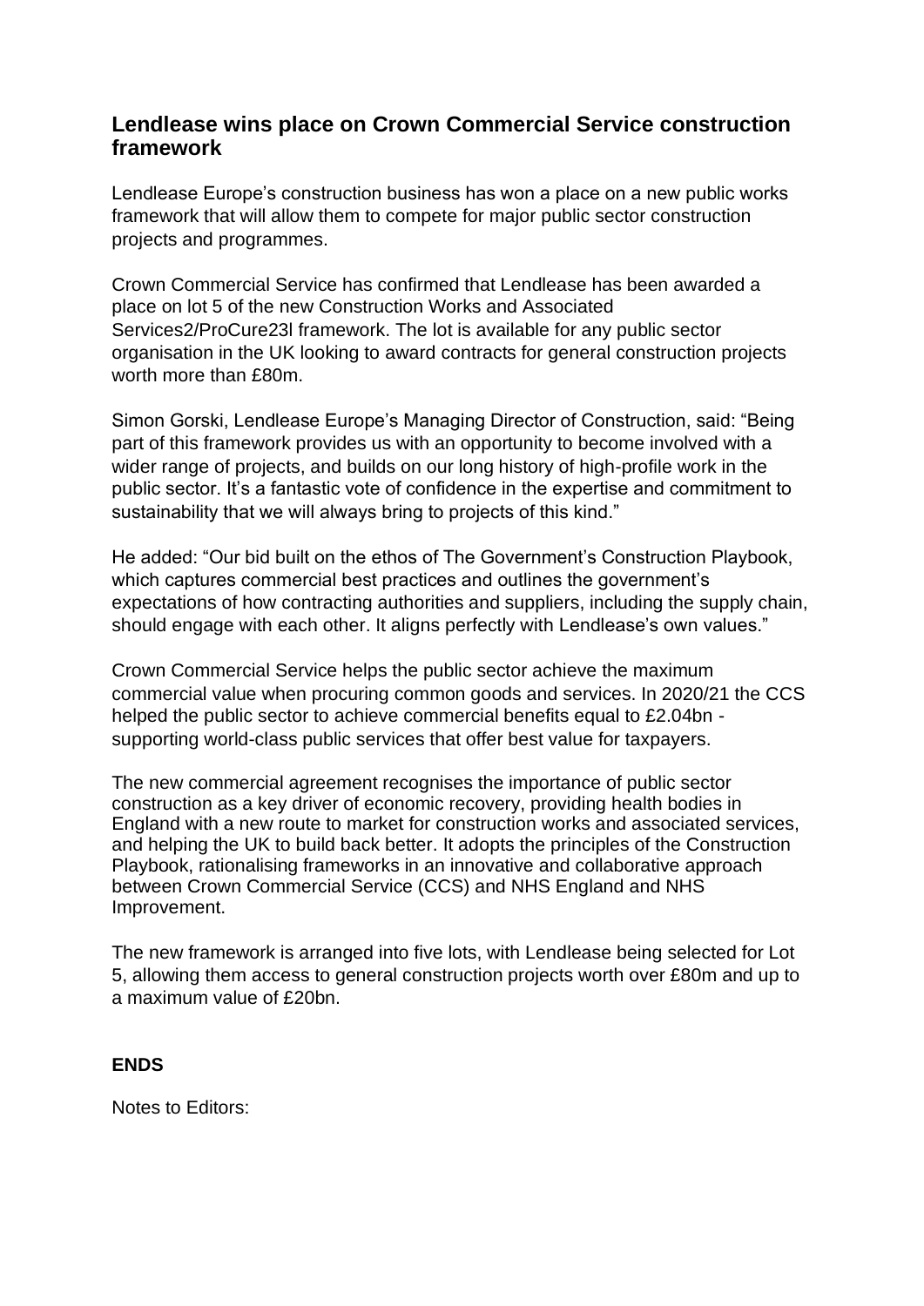# Lendlease wins place on Crown Commercial Service construction framework

Lendlease Europe's construction business has won a place on a new public works framework that will allow them to compete for major public sector construction projects and programmes.

Crown Commercial Service has confirmed that Lendlease has been awarded a place on lot 5 of the new Construction Works and Associated Services2/ProCure23l framework. The lot is available for any public sector organisation in the UK looking to award contracts for general construction projects worth more than £80m.

Simon Gorski, Lendlease Europe's Managing Director of Construction, said: "Being part of this framework provides us with an opportunity to become involved with a wider range of projects, and builds on our long history of high-profile work in the public sector. It's a fantastic vote of confidence in the expertise and commitment to sustainability that we will always bring to projects of this kind."

He added: "Our bid built on the ethos of The Government's Construction Playbook, which captures commercial best practices and outlines the government's expectations of how contracting authorities and suppliers, including the supply chain, should engage with each other. It aligns perfectly with Lendlease's own values."

Crown Commercial Service helps the public sector achieve the maximum commercial value when procuring common goods and services. In 2020/21 the CCS helped the public sector to achieve commercial benefits equal to £2.04bn - supporting world-class public services that offer best value for taxpayers.

The new commercial agreement recognises the importance of public sector construction as a key driver of economic recovery, providing health bodies in England with a new route to market for construction works and associated services, and helping the UK to build back better. It adopts the principles of the Construction Playbook, rationalising frameworks in an innovative and collaborative approach between Crown Commercial Service (CCS) and NHS England and NHS Improvement.

The new framework is arranged into five lots, with Lendlease being selected for Lot 5, allowing them access to general construction projects worth over £80m and up to a maximum value of £20bn.

**ENDS**

Notes to Editors: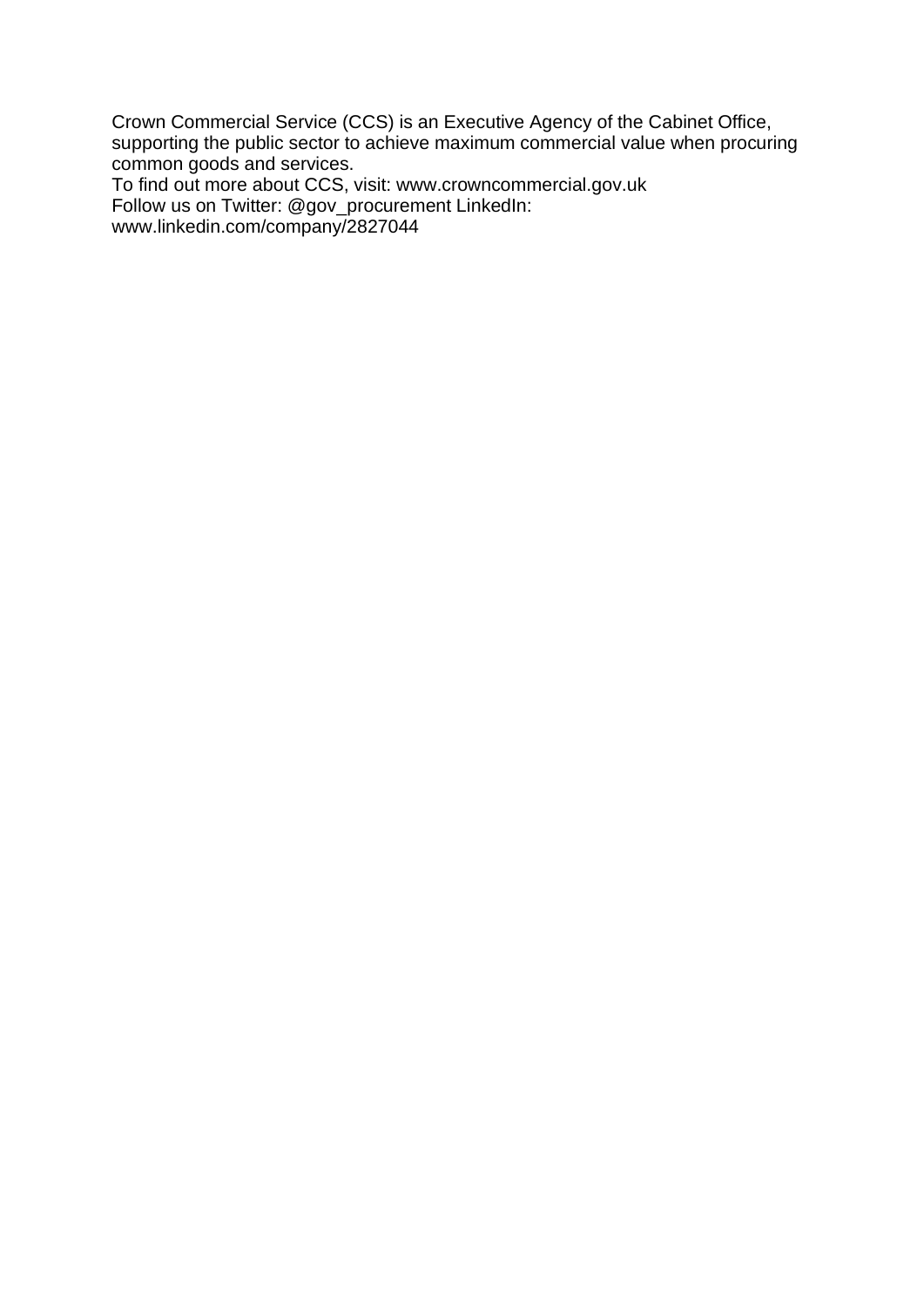Crown Commercial Service (CCS) is an Executive Agency of the Cabinet Office, supporting the public sector to achieve maximum commercial value when procuring common goods and services.

To find out more about CCS, visit: www.crowncommercial.gov.uk

Follow us on Twitter: @gov_procurement LinkedIn: www.linkedin.com/company/2827044